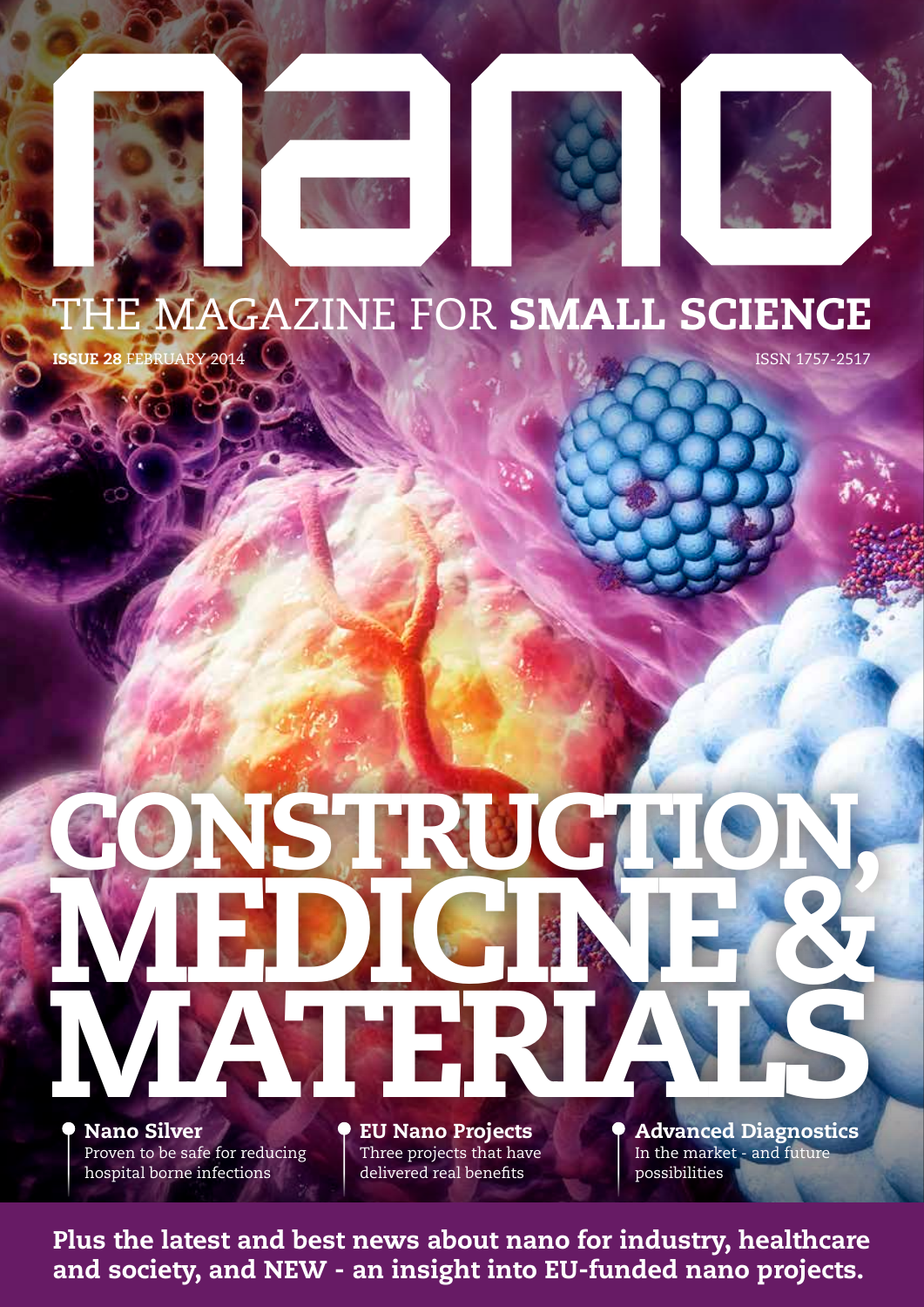# nano

## THE MAGAZINE FOR **SMALL SCIENCE**

**ISSUE 28** FEBRUARY 2014

ISSN 1757-2517

# CONSTRUCTION, MEDICINE & MATERIALS

**Nano Silver**
Proven to be safe for reducing hospital borne infections

**EU Nano Projects**
Three projects that have delivered real benefits

**Advanced Diagnostics**
In the market - and future possibilities

**Plus the latest and best news about nano for industry, healthcare and society, and NEW - an insight into EU-funded nano projects.**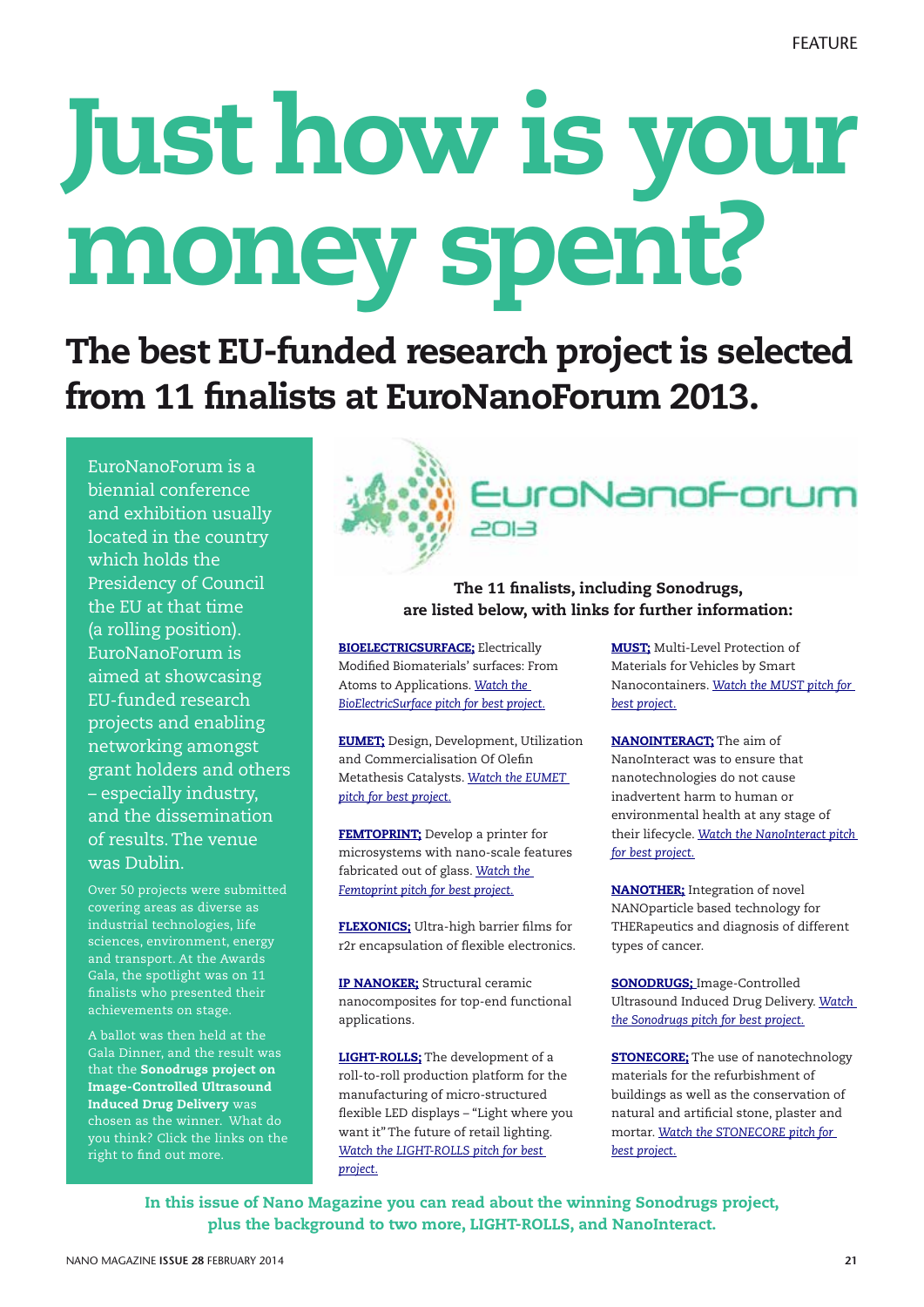FEATURE

# Just how is your money spent?

## The best EU-funded research project is selected from 11 finalists at EuroNanoForum 2013.

EuroNanoForum is a biennial conference and exhibition usually located in the country which holds the Presidency of Council the EU at that time (a rolling position). EuroNanoForum is aimed at showcasing EU-funded research projects and enabling networking amongst grant holders and others – especially industry, and the dissemination of results. The venue was Dublin.

Over 50 projects were submitted covering areas as diverse as industrial technologies, life sciences, environment, energy and transport. At the Awards Gala, the spotlight was on 11 finalists who presented their achievements on stage.

A ballot was then held at the Gala Dinner, and the result was that the **Sonodrugs project on Image-Controlled Ultrasound Induced Drug Delivery** was chosen as the winner. What do you think? Click the links on the right to find out more.

EuroNanoForum 2013

**The 11 finalists, including Sonodrugs, are listed below, with links for further information:**

**BIOELECTRICSURFACE;** Electrically Modified Biomaterials' surfaces: From Atoms to Applications. *Watch the BioElectricSurface pitch for best project.*

**EUMET;** Design, Development, Utilization and Commercialisation Of Olefin Metathesis Catalysts. *Watch the EUMET pitch for best project.*

**FEMTOPRINT;** Develop a printer for microsystems with nano-scale features fabricated out of glass. *Watch the Femtoprint pitch for best project.*

**FLEXONICS;** Ultra-high barrier films for r2r encapsulation of flexible electronics.

**IP NANOKER;** Structural ceramic nanocomposites for top-end functional applications.

**LIGHT-ROLLS;** The development of a roll-to-roll production platform for the manufacturing of micro-structured flexible LED displays – "Light where you want it" The future of retail lighting. *Watch the LIGHT-ROLLS pitch for best project.*

**MUST;** Multi-Level Protection of Materials for Vehicles by Smart Nanocontainers. *Watch the MUST pitch for best project.*

**NANOINTERACT;** The aim of NanoInteract was to ensure that nanotechnologies do not cause inadvertent harm to human or environmental health at any stage of their lifecycle. *Watch the NanoInteract pitch for best project.*

**NANOTHER;** Integration of novel NANOparticle based technology for THERapeutics and diagnosis of different types of cancer.

**SONODRUGS;** Image-Controlled Ultrasound Induced Drug Delivery. *Watch the Sonodrugs pitch for best project.*

**STONECORE;** The use of nanotechnology materials for the refurbishment of buildings as well as the conservation of natural and artificial stone, plaster and mortar. *Watch the STONECORE pitch for best project.*

**In this issue of Nano Magazine you can read about the winning Sonodrugs project, plus the background to two more, LIGHT-ROLLS, and NanoInteract.**